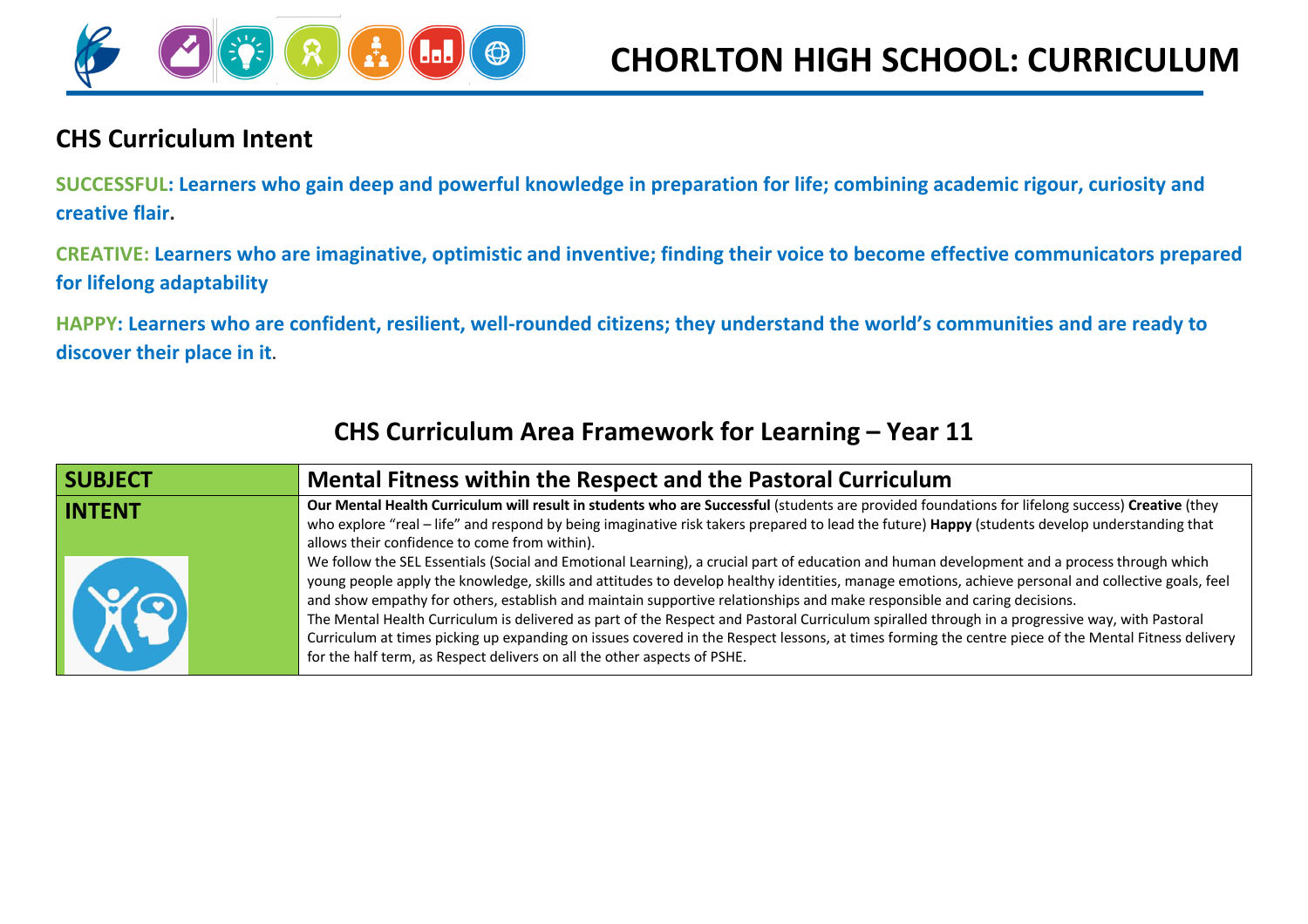# CHORLTON HIGH SCHOOL: CURRICULUM

## CHS Curriculum Intent

**SUCCESSFUL: Learners who gain deep and powerful knowledge in preparation for life; combining academic rigour, curiosity and creative flair.**

**CREATIVE: Learners who are imaginative, optimistic and inventive; finding their voice to become effective communicators prepared for lifelong adaptability**

**HAPPY: Learners who are confident, resilient, well-rounded citizens; they understand the world's communities and are ready to discover their place in it.**

## CHS Curriculum Area Framework for Learning – Year 11

| SUBJECT | Mental Fitness within the Respect and the Pastoral Curriculum |
|---|---|
| INTENT | **Our Mental Health Curriculum will result in students who are Successful** (students are provided foundations for lifelong success) **Creative** (they who explore "real – life" and respond by being imaginative risk takers prepared to lead the future) **Happy** (students develop understanding that allows their confidence to come from within).<br>We follow the SEL Essentials (Social and Emotional Learning), a crucial part of education and human development and a process through which young people apply the knowledge, skills and attitudes to develop healthy identities, manage emotions, achieve personal and collective goals, feel and show empathy for others, establish and maintain supportive relationships and make responsible and caring decisions.<br>The Mental Health Curriculum is delivered as part of the Respect and Pastoral Curriculum spiralled through in a progressive way, with Pastoral Curriculum at times picking up expanding on issues covered in the Respect lessons, at times forming the centre piece of the Mental Fitness delivery for the half term, as Respect delivers on all the other aspects of PSHE. |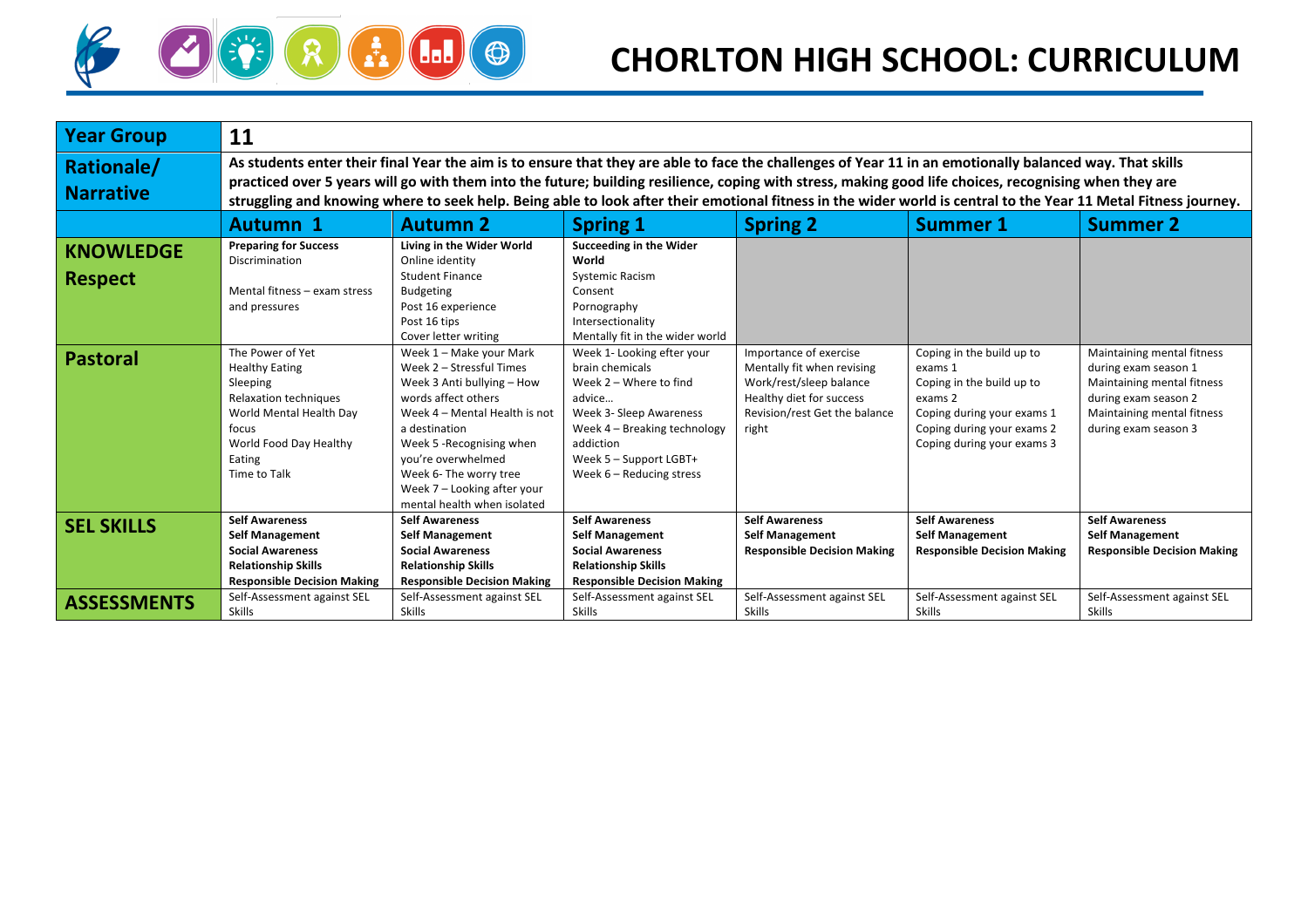# CHORLTON HIGH SCHOOL: CURRICULUM

| | | | | | | |
|---|---|---|---|---|---|---|
| **Year Group** | **11** | | | | | |
| **Rationale/ Narrative** | **As students enter their final Year the aim is to ensure that they are able to face the challenges of Year 11 in an emotionally balanced way. That skills practiced over 5 years will go with them into the future; building resilience, coping with stress, making good life choices, recognising when they are struggling and knowing where to seek help. Being able to look after their emotional fitness in the wider world is central to the Year 11 Metal Fitness journey.** | | | | | |
| | **Autumn 1** | **Autumn 2** | **Spring 1** | **Spring 2** | **Summer 1** | **Summer 2** |
| **KNOWLEDGE Respect** | **Preparing for Success**<br>Discrimination<br><br>Mental fitness – exam stress and pressures | **Living in the Wider World**<br>Online identity<br>Student Finance<br>Budgeting<br>Post 16 experience<br>Post 16 tips<br>Cover letter writing | **Succeeding in the Wider World**<br>Systemic Racism<br>Consent<br>Pornography<br>Intersectionality<br>Mentally fit in the wider world | | | |
| **Pastoral** | The Power of Yet<br>Healthy Eating<br>Sleeping<br>Relaxation techniques<br>World Mental Health Day focus<br>World Food Day Healthy Eating<br>Time to Talk | Week 1 – Make your Mark<br>Week 2 – Stressful Times<br>Week 3 Anti bullying – How words affect others<br>Week 4 – Mental Health is not a destination<br>Week 5 -Recognising when you're overwhelmed<br>Week 6- The worry tree<br>Week 7 – Looking after your mental health when isolated | Week 1- Looking efter your brain chemicals<br>Week 2 – Where to find advice…<br>Week 3- Sleep Awareness<br>Week 4 – Breaking technology addiction<br>Week 5 – Support LGBT+<br>Week 6 – Reducing stress | Importance of exercise<br>Mentally fit when revising<br>Work/rest/sleep balance<br>Healthy diet for success<br>Revision/rest Get the balance right | Coping in the build up to exams 1<br>Coping in the build up to exams 2<br>Coping during your exams 1<br>Coping during your exams 2<br>Coping during your exams 3 | Maintaining mental fitness during exam season 1<br>Maintaining mental fitness during exam season 2<br>Maintaining mental fitness during exam season 3 |
| **SEL SKILLS** | **Self Awareness**<br>**Self Management**<br>**Social Awareness**<br>**Relationship Skills**<br>**Responsible Decision Making** | **Self Awareness**<br>**Self Management**<br>**Social Awareness**<br>**Relationship Skills**<br>**Responsible Decision Making** | **Self Awareness**<br>**Self Management**<br>**Social Awareness**<br>**Relationship Skills**<br>**Responsible Decision Making** | **Self Awareness**<br>**Self Management**<br>**Responsible Decision Making** | **Self Awareness**<br>**Self Management**<br>**Responsible Decision Making** | **Self Awareness**<br>**Self Management**<br>**Responsible Decision Making** |
| **ASSESSMENTS** | Self-Assessment against SEL Skills | Self-Assessment against SEL Skills | Self-Assessment against SEL Skills | Self-Assessment against SEL Skills | Self-Assessment against SEL Skills | Self-Assessment against SEL Skills |